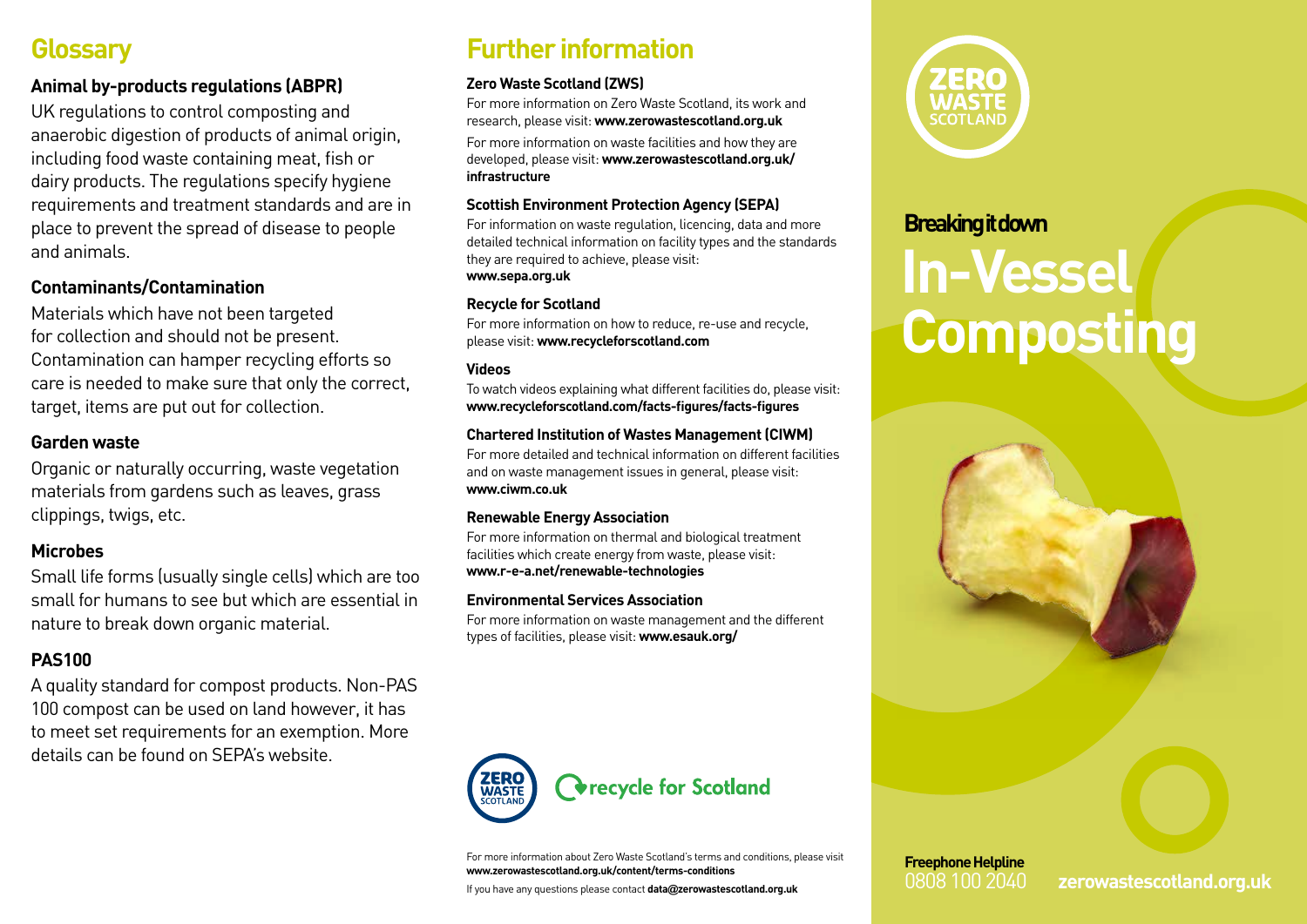## Glossary

### Animal by-products regulations (ABPR)

UK regulations to control composting and anaerobic digestion of products of animal origin, including food waste containing meat, fish or dairy products. The regulations specify hygiene requirements and treatment standards and are in place to prevent the spread of disease to people and animals.

### Contaminants/Contamination

Materials which have not been targeted for collection and should not be present. Contamination can hamper recycling efforts so care is needed to make sure that only the correct, target, items are put out for collection.

### Garden waste

Organic or naturally occurring, waste vegetation materials from gardens such as leaves, grass clippings, twigs, etc.

### Microbes

Small life forms (usually single cells) which are too small for humans to see but which are essential in nature to break down organic material.

### PAS100

A quality standard for compost products. Non-PAS 100 compost can be used on land however, it has to meet set requirements for an exemption. More details can be found on SEPA's website.

## Further information

**Zero Waste Scotland (ZWS)**

For more information on Zero Waste Scotland, its work and research, please visit: **www.zerowastescotland.org.uk**

For more information on waste facilities and how they are developed, please visit: **www.zerowastescotland.org.uk/infrastructure**

**Scottish Environment Protection Agency (SEPA)**

For information on waste regulation, licencing, data and more detailed technical information on facility types and the standards they are required to achieve, please visit: **www.sepa.org.uk**

**Recycle for Scotland**

For more information on how to reduce, re-use and recycle, please visit: **www.recycleforscotland.com**

**Videos**

To watch videos explaining what different facilities do, please visit: **www.recycleforscotland.com/facts-figures/facts-figures**

**Chartered Institution of Wastes Management (CIWM)**

For more detailed and technical information on different facilities and on waste management issues in general, please visit: **www.ciwm.co.uk**

**Renewable Energy Association**

For more information on thermal and biological treatment facilities which create energy from waste, please visit: **www.r-e-a.net/renewable-technologies**

**Environmental Services Association**

For more information on waste management and the different types of facilities, please visit: **www.esauk.org/**

ZERO WASTE SCOTLAND — recycle for Scotland

For more information about Zero Waste Scotland's terms and conditions, please visit **www.zerowastescotland.org.uk/content/terms-conditions**

If you have any questions please contact **data@zerowastescotland.org.uk**

ZERO WASTE SCOTLAND

**Breaking it down**

# In-Vessel Composting

**Freephone Helpline**
0808 100 2040

**zerowastescotland.org.uk**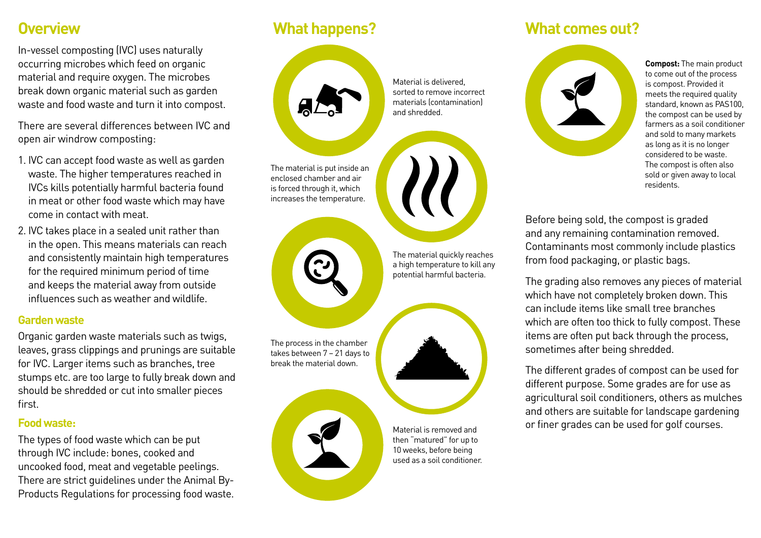## Overview

In-vessel composting (IVC) uses naturally occurring microbes which feed on organic material and require oxygen. The microbes break down organic material such as garden waste and food waste and turn it into compost.

There are several differences between IVC and open air windrow composting:

1. IVC can accept food waste as well as garden waste. The higher temperatures reached in IVCs kills potentially harmful bacteria found in meat or other food waste which may have come in contact with meat.
2. IVC takes place in a sealed unit rather than in the open. This means materials can reach and consistently maintain high temperatures for the required minimum period of time and keeps the material away from outside influences such as weather and wildlife.

### Garden waste

Organic garden waste materials such as twigs, leaves, grass clippings and prunings are suitable for IVC. Larger items such as branches, tree stumps etc. are too large to fully break down and should be shredded or cut into smaller pieces first.

### Food waste:

The types of food waste which can be put through IVC include: bones, cooked and uncooked food, meat and vegetable peelings. There are strict guidelines under the Animal By-Products Regulations for processing food waste.

## What happens?

Material is delivered, sorted to remove incorrect materials (contamination) and shredded.

The material is put inside an enclosed chamber and air is forced through it, which increases the temperature.

The material quickly reaches a high temperature to kill any potential harmful bacteria.

The process in the chamber takes between 7 – 21 days to break the material down.

Material is removed and then "matured" for up to 10 weeks, before being used as a soil conditioner.

## What comes out?

**Compost:** The main product to come out of the process is compost. Provided it meets the required quality standard, known as PAS100, the compost can be used by farmers as a soil conditioner and sold to many markets as long as it is no longer considered to be waste. The compost is often also sold or given away to local residents.

Before being sold, the compost is graded and any remaining contamination removed. Contaminants most commonly include plastics from food packaging, or plastic bags.

The grading also removes any pieces of material which have not completely broken down. This can include items like small tree branches which are often too thick to fully compost. These items are often put back through the process, sometimes after being shredded.

The different grades of compost can be used for different purpose. Some grades are for use as agricultural soil conditioners, others as mulches and others are suitable for landscape gardening or finer grades can be used for golf courses.